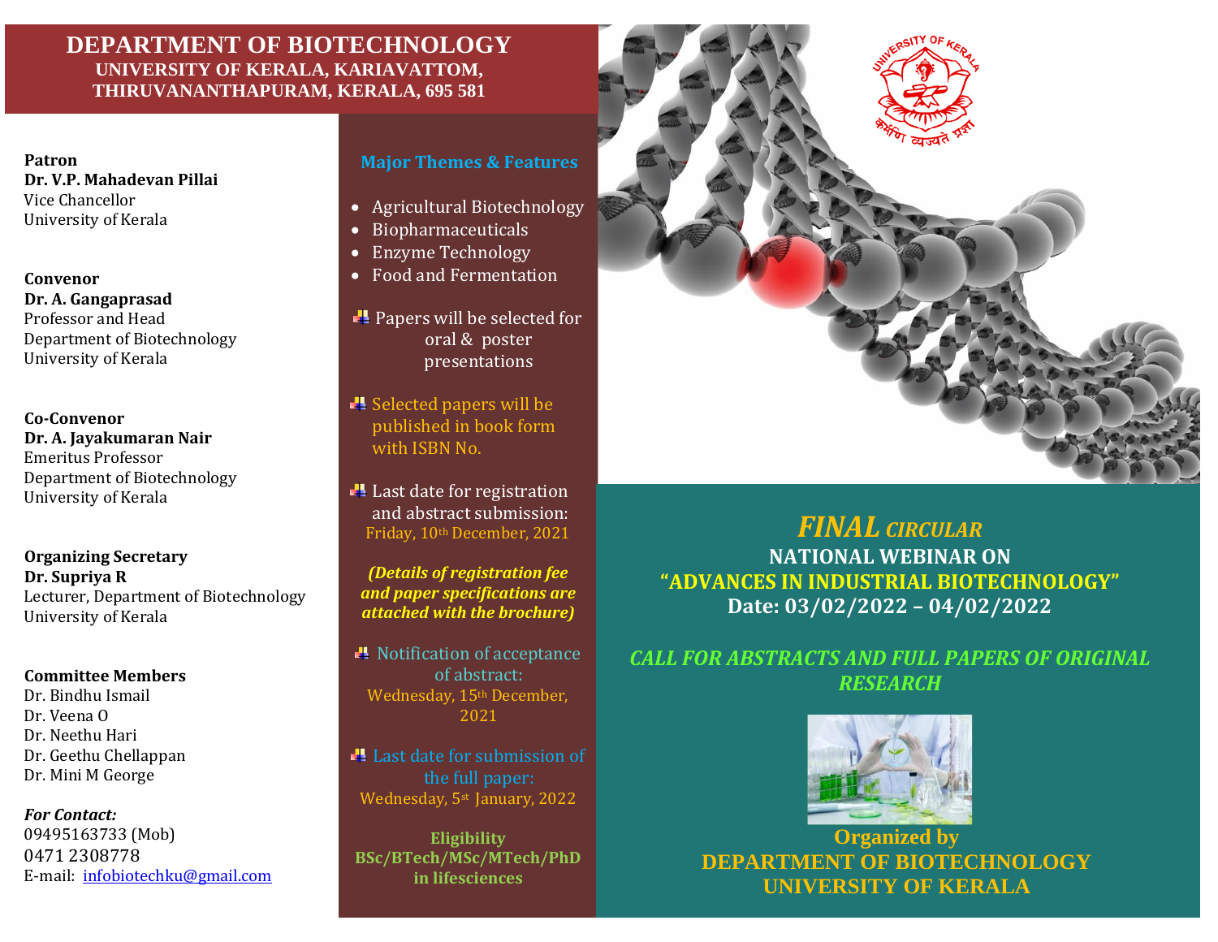# DEPARTMENT OF BIOTECHNOLOGY

**UNIVERSITY OF KERALA, KARIAVATTOM, THIRUVANANTHAPURAM, KERALA, 695 581**

**Patron**
**Dr. V.P. Mahadevan Pillai**
Vice Chancellor
University of Kerala

**Convenor**
**Dr. A. Gangaprasad**
Professor and Head
Department of Biotechnology
University of Kerala

**Co-Convenor**
**Dr. A. Jayakumaran Nair**
Emeritus Professor
Department of Biotechnology
University of Kerala

**Organizing Secretary**
**Dr. Supriya R**
Lecturer, Department of Biotechnology
University of Kerala

**Committee Members**
Dr. Bindhu Ismail
Dr. Veena O
Dr. Neethu Hari
Dr. Geethu Chellappan
Dr. Mini M George

***For Contact:***
09495163733 (Mob)
0471 2308778
E-mail: infobiotechku@gmail.com

## Major Themes & Features

- Agricultural Biotechnology
- Biopharmaceuticals
- Enzyme Technology
- Food and Fermentation

- Papers will be selected for oral & poster presentations
- Selected papers will be published in book form with ISBN No.
- Last date for registration and abstract submission: Friday, 10th December, 2021

***(Details of registration fee and paper specifications are attached with the brochure)***

- Notification of acceptance of abstract: Wednesday, 15th December, 2021
- Last date for submission of the full paper: Wednesday, 5st January, 2022

**Eligibility**
**BSc/BTech/MSc/MTech/PhD in lifesciences**

UNIVERSITY OF KERALA
कर्मणि व्यज्यते प्रज्ञा

## *FINAL CIRCULAR*

**NATIONAL WEBINAR ON**
**"ADVANCES IN INDUSTRIAL BIOTECHNOLOGY"**
**Date: 03/02/2022 – 04/02/2022**

***CALL FOR ABSTRACTS AND FULL PAPERS OF ORIGINAL RESEARCH***

**Organized by**
**DEPARTMENT OF BIOTECHNOLOGY**
**UNIVERSITY OF KERALA**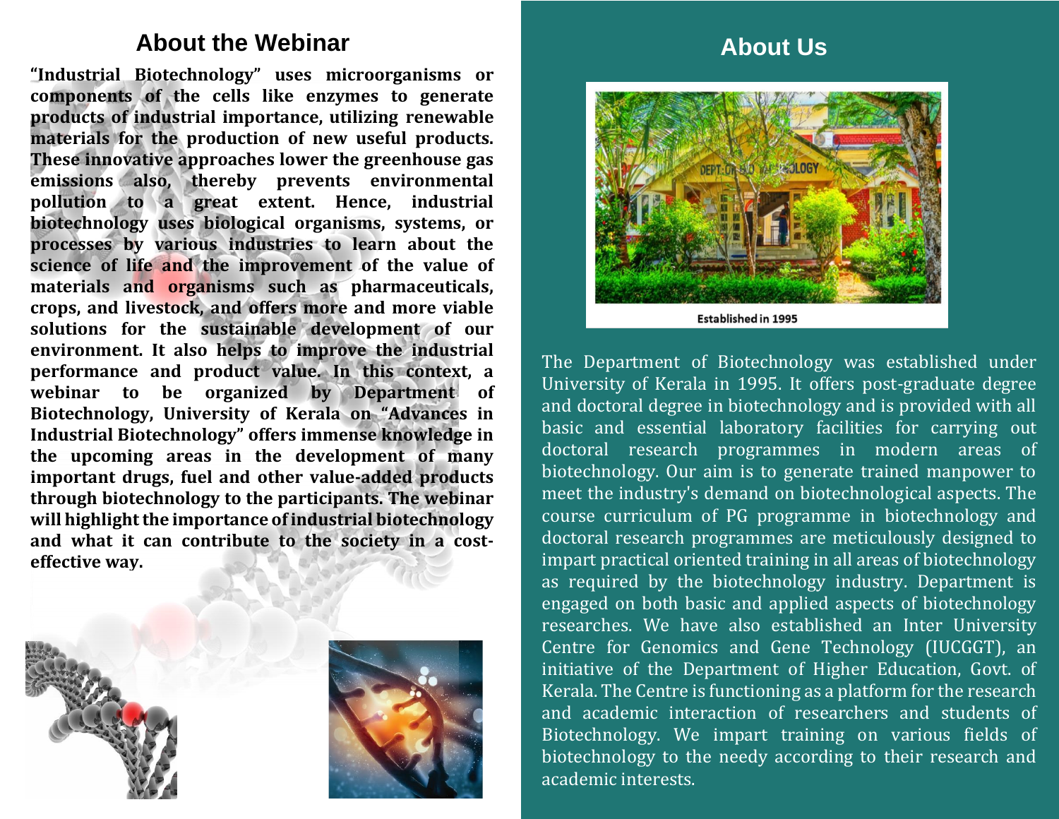## About the Webinar

**"Industrial Biotechnology" uses microorganisms or components of the cells like enzymes to generate products of industrial importance, utilizing renewable materials for the production of new useful products. These innovative approaches lower the greenhouse gas emissions also, thereby prevents environmental pollution to a great extent. Hence, industrial biotechnology uses biological organisms, systems, or processes by various industries to learn about the science of life and the improvement of the value of materials and organisms such as pharmaceuticals, crops, and livestock, and offers more and more viable solutions for the sustainable development of our environment. It also helps to improve the industrial performance and product value. In this context, a webinar to be organized by Department of Biotechnology, University of Kerala on "Advances in Industrial Biotechnology" offers immense knowledge in the upcoming areas in the development of many important drugs, fuel and other value-added products through biotechnology to the participants. The webinar will highlight the importance of industrial biotechnology and what it can contribute to the society in a cost-effective way.**

## About Us

Established in 1995

The Department of Biotechnology was established under University of Kerala in 1995. It offers post-graduate degree and doctoral degree in biotechnology and is provided with all basic and essential laboratory facilities for carrying out doctoral research programmes in modern areas of biotechnology. Our aim is to generate trained manpower to meet the industry's demand on biotechnological aspects. The course curriculum of PG programme in biotechnology and doctoral research programmes are meticulously designed to impart practical oriented training in all areas of biotechnology as required by the biotechnology industry. Department is engaged on both basic and applied aspects of biotechnology researches. We have also established an Inter University Centre for Genomics and Gene Technology (IUCGGT), an initiative of the Department of Higher Education, Govt. of Kerala. The Centre is functioning as a platform for the research and academic interaction of researchers and students of Biotechnology. We impart training on various fields of biotechnology to the needy according to their research and academic interests.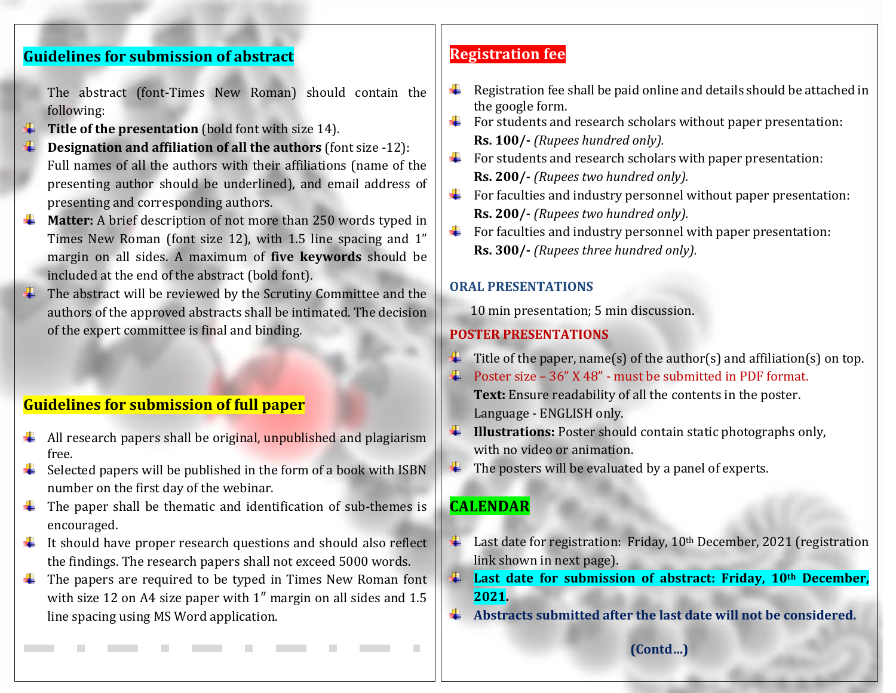## Guidelines for submission of abstract

The abstract (font-Times New Roman) should contain the following:

- **Title of the presentation** (bold font with size 14).
- **Designation and affiliation of all the authors** (font size -12): Full names of all the authors with their affiliations (name of the presenting author should be underlined), and email address of presenting and corresponding authors.
- **Matter:** A brief description of not more than 250 words typed in Times New Roman (font size 12), with 1.5 line spacing and 1" margin on all sides. A maximum of **five keywords** should be included at the end of the abstract (bold font).
- The abstract will be reviewed by the Scrutiny Committee and the authors of the approved abstracts shall be intimated. The decision of the expert committee is final and binding.

## Guidelines for submission of full paper

- All research papers shall be original, unpublished and plagiarism free.
- Selected papers will be published in the form of a book with ISBN number on the first day of the webinar.
- The paper shall be thematic and identification of sub-themes is encouraged.
- It should have proper research questions and should also reflect the findings. The research papers shall not exceed 5000 words.
- The papers are required to be typed in Times New Roman font with size 12 on A4 size paper with 1″ margin on all sides and 1.5 line spacing using MS Word application.

## Registration fee

- Registration fee shall be paid online and details should be attached in the google form.
- For students and research scholars without paper presentation: **Rs. 100/-** *(Rupees hundred only).*
- For students and research scholars with paper presentation: **Rs. 200/-** *(Rupees two hundred only).*
- For faculties and industry personnel without paper presentation: **Rs. 200/-** *(Rupees two hundred only).*
- For faculties and industry personnel with paper presentation: **Rs. 300/-** *(Rupees three hundred only).*

### ORAL PRESENTATIONS

10 min presentation; 5 min discussion.

### POSTER PRESENTATIONS

- Title of the paper, name(s) of the author(s) and affiliation(s) on top.
- Poster size – 36" X 48" - must be submitted in PDF format.
  **Text:** Ensure readability of all the contents in the poster.
  Language - ENGLISH only.
- **Illustrations:** Poster should contain static photographs only, with no video or animation.
- The posters will be evaluated by a panel of experts.

## CALENDAR

- Last date for registration: Friday, 10th December, 2021 (registration link shown in next page).
- **Last date for submission of abstract: Friday, 10th December, 2021.**
- **Abstracts submitted after the last date will not be considered.**

**(Contd...)**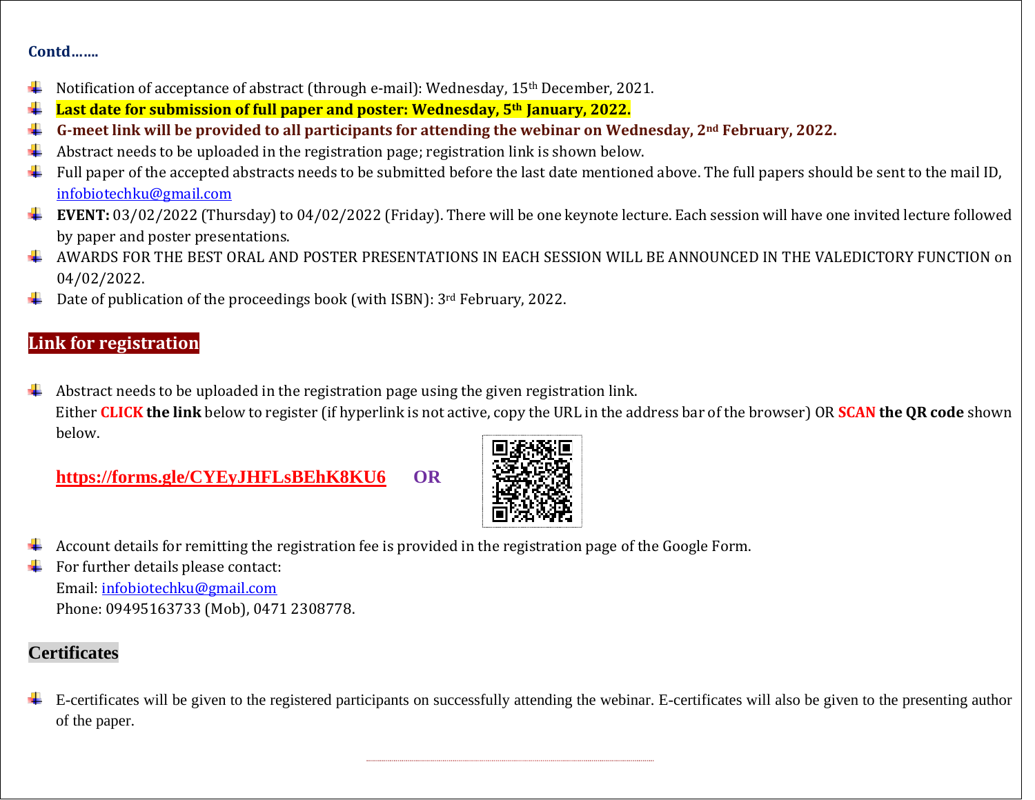**Contd…….**

- Notification of acceptance of abstract (through e-mail): Wednesday, 15th December, 2021.
- **Last date for submission of full paper and poster: Wednesday, 5th January, 2022.**
- **G-meet link will be provided to all participants for attending the webinar on Wednesday, 2nd February, 2022.**
- Abstract needs to be uploaded in the registration page; registration link is shown below.
- Full paper of the accepted abstracts needs to be submitted before the last date mentioned above. The full papers should be sent to the mail ID, infobiotechku@gmail.com
- **EVENT:** 03/02/2022 (Thursday) to 04/02/2022 (Friday). There will be one keynote lecture. Each session will have one invited lecture followed by paper and poster presentations.
- AWARDS FOR THE BEST ORAL AND POSTER PRESENTATIONS IN EACH SESSION WILL BE ANNOUNCED IN THE VALEDICTORY FUNCTION on 04/02/2022.
- Date of publication of the proceedings book (with ISBN): 3rd February, 2022.

## Link for registration

- Abstract needs to be uploaded in the registration page using the given registration link.
  Either **CLICK the link** below to register (if hyperlink is not active, copy the URL in the address bar of the browser) OR **SCAN the QR code** shown below.

  **https://forms.gle/CYEyJHFLsBEhK8KU6** **OR**

- Account details for remitting the registration fee is provided in the registration page of the Google Form.
- For further details please contact:
  Email: infobiotechku@gmail.com
  Phone: 09495163733 (Mob), 0471 2308778.

## Certificates

- E-certificates will be given to the registered participants on successfully attending the webinar. E-certificates will also be given to the presenting author of the paper.